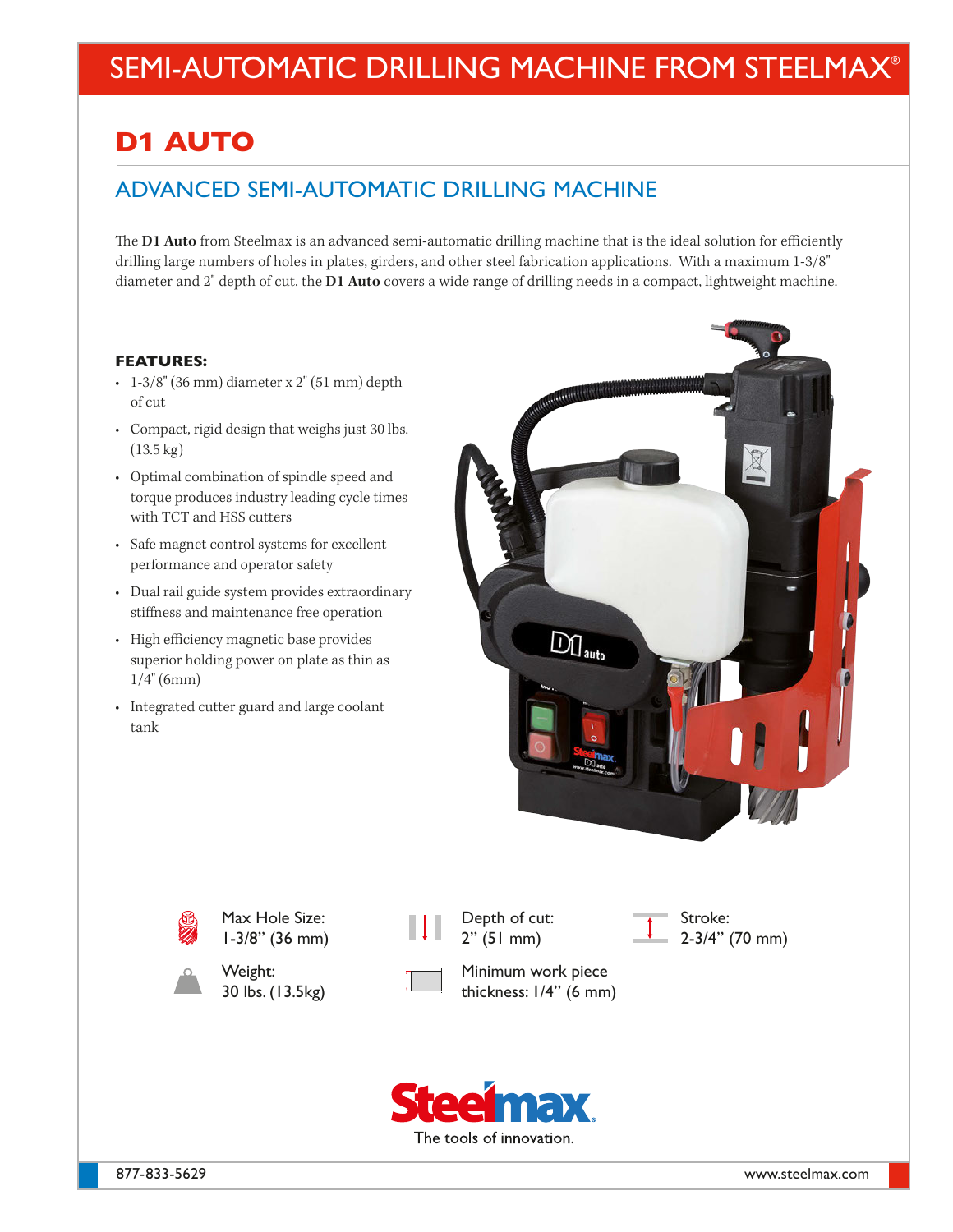# SEMI-AUTOMATIC DRILLING MACHINE FROM STEELMAX®

## D1 AUTO

### ADVANCED SEMI-AUTOMATIC DRILLING MACHINE

The **D1 Auto** from Steelmax is an advanced semi-automatic drilling machine that is the ideal solution for efficiently drilling large numbers of holes in plates, girders, and other steel fabrication applications. With a maximum 1-3/8" diameter and 2" depth of cut, the **D1 Auto** covers a wide range of drilling needs in a compact, lightweight machine.

**FEATURES:**

- 1-3/8" (36 mm) diameter x 2" (51 mm) depth of cut
- Compact, rigid design that weighs just 30 lbs. (13.5 kg)
- Optimal combination of spindle speed and torque produces industry leading cycle times with TCT and HSS cutters
- Safe magnet control systems for excellent performance and operator safety
- Dual rail guide system provides extraordinary stiffness and maintenance free operation
- High efficiency magnetic base provides superior holding power on plate as thin as 1/4" (6mm)
- Integrated cutter guard and large coolant tank

Max Hole Size: 1-3/8" (36 mm)

Depth of cut: 2" (51 mm)

Stroke: 2-3/4" (70 mm)

Weight: 30 lbs. (13.5kg)

Minimum work piece thickness: 1/4" (6 mm)

Steelmax
The tools of innovation.

877-833-5629 www.steelmax.com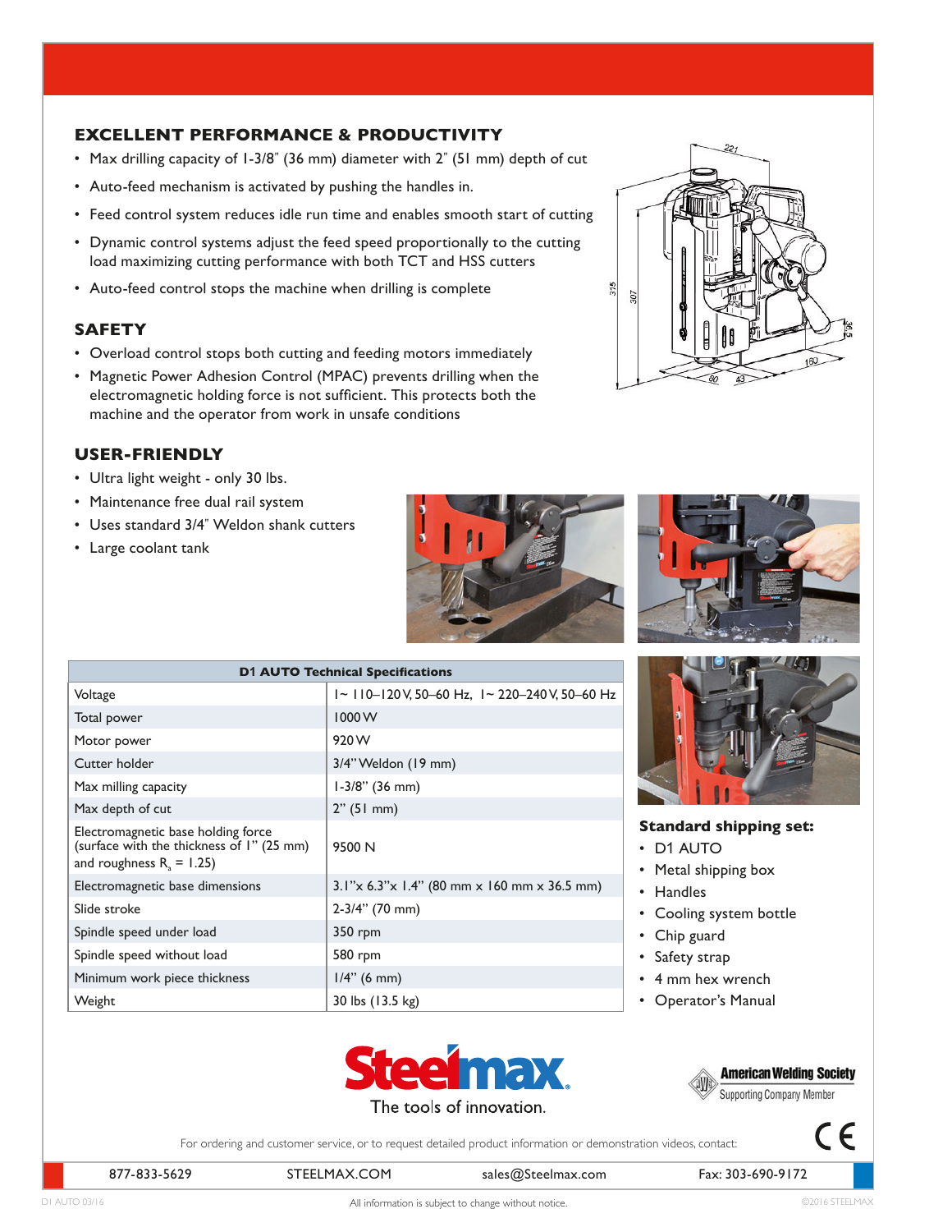## EXCELLENT PERFORMANCE & PRODUCTIVITY

- Max drilling capacity of 1-3/8" (36 mm) diameter with 2" (51 mm) depth of cut
- Auto-feed mechanism is activated by pushing the handles in.
- Feed control system reduces idle run time and enables smooth start of cutting
- Dynamic control systems adjust the feed speed proportionally to the cutting load maximizing cutting performance with both TCT and HSS cutters
- Auto-feed control stops the machine when drilling is complete

## SAFETY

- Overload control stops both cutting and feeding motors immediately
- Magnetic Power Adhesion Control (MPAC) prevents drilling when the electromagnetic holding force is not sufficient. This protects both the machine and the operator from work in unsafe conditions

## USER-FRIENDLY

- Ultra light weight - only 30 lbs.
- Maintenance free dual rail system
- Uses standard 3/4" Weldon shank cutters
- Large coolant tank

| D1 AUTO Technical Specifications | |
|---|---|
| Voltage | 1~ 110–120 V, 50–60 Hz, 1~ 220–240 V, 50–60 Hz |
| Total power | 1000 W |
| Motor power | 920 W |
| Cutter holder | 3/4" Weldon (19 mm) |
| Max milling capacity | 1-3/8" (36 mm) |
| Max depth of cut | 2" (51 mm) |
| Electromagnetic base holding force (surface with the thickness of 1" (25 mm) and roughness $R_a$ = 1.25) | 9500 N |
| Electromagnetic base dimensions | 3.1"x 6.3"x 1.4" (80 mm x 160 mm x 36.5 mm) |
| Slide stroke | 2-3/4" (70 mm) |
| Spindle speed under load | 350 rpm |
| Spindle speed without load | 580 rpm |
| Minimum work piece thickness | 1/4" (6 mm) |
| Weight | 30 lbs (13.5 kg) |

**Standard shipping set:**

- D1 AUTO
- Metal shipping box
- Handles
- Cooling system bottle
- Chip guard
- Safety strap
- 4 mm hex wrench
- Operator's Manual

Steelmax
The tools of innovation.

American Welding Society
Supporting Company Member

For ordering and customer service, or to request detailed product information or demonstration videos, contact:

877-833-5629 | STEELMAX.COM | sales@Steelmax.com | Fax: 303-690-9172

D1 AUTO 03/16 — All information is subject to change without notice. — ©2016 STEELMAX